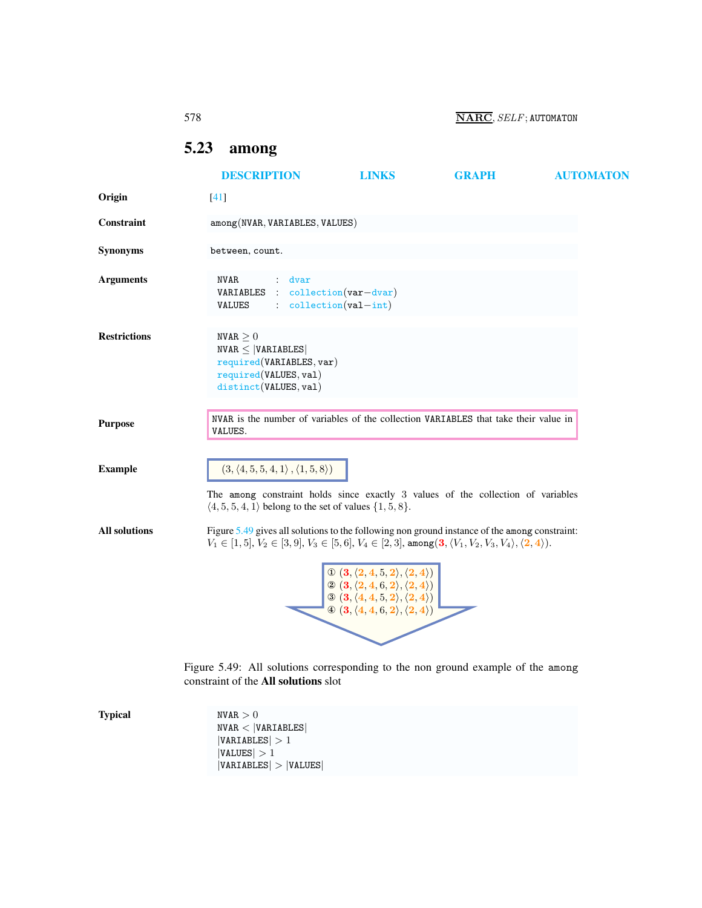## 5.23 among

DESCRIPTION LINKS GRAPH AUTOMATON

**Origin** [41]

**Constraint** among(NVAR, VARIABLES, VALUES)

**Synonyms** between, count.

**Arguments**

```
NVAR      : dvar
VARIABLES : collection(var−dvar)
VALUES    : collection(val−int)
```

**Restrictions**

NVAR $\geq 0$
NVAR $\leq$ |VARIABLES|
required(VARIABLES, var)
required(VALUES, val)
distinct(VALUES, val)

**Purpose**

NVAR is the number of variables of the collection VARIABLES that take their value in VALUES.

**Example**

$(3, \langle 4, 5, 5, 4, 1\rangle, \langle 1, 5, 8\rangle)$

The among constraint holds since exactly 3 values of the collection of variables $\langle 4, 5, 5, 4, 1\rangle$ belong to the set of values $\{1, 5, 8\}$.

**All solutions**

Figure 5.49 gives all solutions to the following non ground instance of the among constraint: $V_1 \in [1, 5]$, $V_2 \in [3, 9]$, $V_3 \in [5, 6]$, $V_4 \in [2, 3]$, among$(\mathbf{3}, \langle V_1, V_2, V_3, V_4\rangle, \langle \mathbf{2}, \mathbf{4}\rangle)$.

① $(\mathbf{3}, \langle \mathbf{2}, \mathbf{4}, 5, \mathbf{2}\rangle, \langle \mathbf{2}, \mathbf{4}\rangle)$
② $(\mathbf{3}, \langle \mathbf{2}, \mathbf{4}, 6, \mathbf{2}\rangle, \langle \mathbf{2}, \mathbf{4}\rangle)$
③ $(\mathbf{3}, \langle \mathbf{4}, \mathbf{4}, 5, \mathbf{2}\rangle, \langle \mathbf{2}, \mathbf{4}\rangle)$
④ $(\mathbf{3}, \langle \mathbf{4}, \mathbf{4}, 6, \mathbf{2}\rangle, \langle \mathbf{2}, \mathbf{4}\rangle)$

Figure 5.49: All solutions corresponding to the non ground example of the among constraint of the **All solutions** slot

**Typical**

NVAR $> 0$
NVAR $<$ |VARIABLES|
|VARIABLES| $> 1$
|VALUES| $> 1$
|VARIABLES| $>$ |VALUES|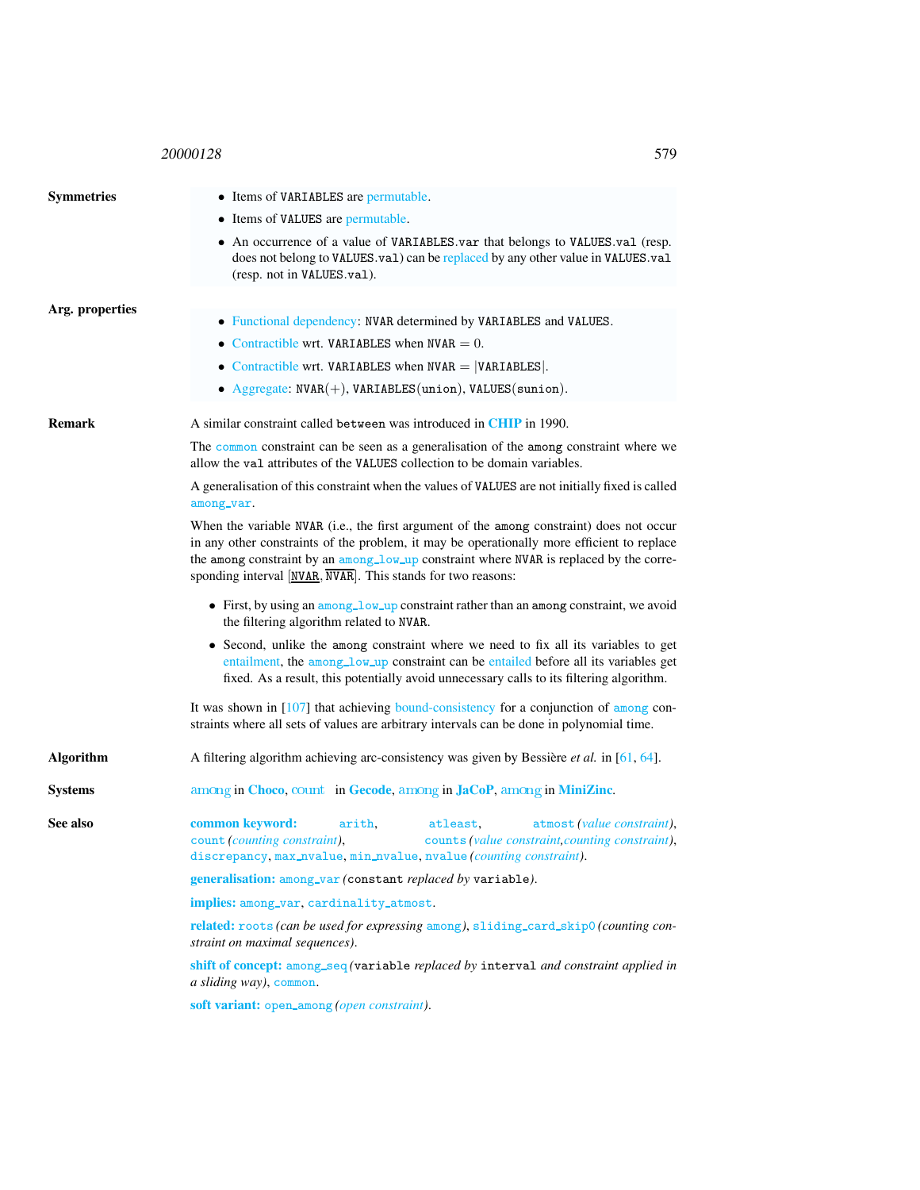**Symmetries**

- Items of VARIABLES are permutable.
- Items of VALUES are permutable.
- An occurrence of a value of VARIABLES.var that belongs to VALUES.val (resp. does not belong to VALUES.val) can be replaced by any other value in VALUES.val (resp. not in VALUES.val).

**Arg. properties**

- Functional dependency: NVAR determined by VARIABLES and VALUES.
- Contractible wrt. VARIABLES when NVAR $= 0$.
- Contractible wrt. VARIABLES when NVAR $= |$VARIABLES$|$.
- Aggregate: NVAR$(+)$, VARIABLES(union), VALUES(sunion).

**Remark**

A similar constraint called between was introduced in **CHIP** in 1990.

The common constraint can be seen as a generalisation of the among constraint where we allow the val attributes of the VALUES collection to be domain variables.

A generalisation of this constraint when the values of VALUES are not initially fixed is called among_var.

When the variable NVAR (i.e., the first argument of the among constraint) does not occur in any other constraints of the problem, it may be operationally more efficient to replace the among constraint by an among_low_up constraint where NVAR is replaced by the corresponding interval $[\underline{\text{NVAR}}, \overline{\text{NVAR}}]$. This stands for two reasons:

- First, by using an among_low_up constraint rather than an among constraint, we avoid the filtering algorithm related to NVAR.
- Second, unlike the among constraint where we need to fix all its variables to get entailment, the among_low_up constraint can be entailed before all its variables get fixed. As a result, this potentially avoid unnecessary calls to its filtering algorithm.

It was shown in [107] that achieving bound-consistency for a conjunction of among constraints where all sets of values are arbitrary intervals can be done in polynomial time.

**Algorithm**

A filtering algorithm achieving arc-consistency was given by Bessière *et al.* in [61, 64].

**Systems**

among in **Choco**, count in **Gecode**, among in **JaCoP**, among in **MiniZinc**.

**See also**

**common keyword:** arith, atleast, atmost *(value constraint)*, count *(counting constraint)*, counts *(value constraint,counting constraint)*, discrepancy, max_nvalue, min_nvalue, nvalue *(counting constraint)*.

**generalisation:** among_var *(*constant *replaced by* variable*)*.

**implies:** among_var, cardinality_atmost.

**related:** roots *(can be used for expressing* among*)*, sliding_card_skip0 *(counting constraint on maximal sequences)*.

**shift of concept:** among_seq *(*variable *replaced by* interval *and constraint applied in a sliding way)*, common.

**soft variant:** open_among *(open constraint)*.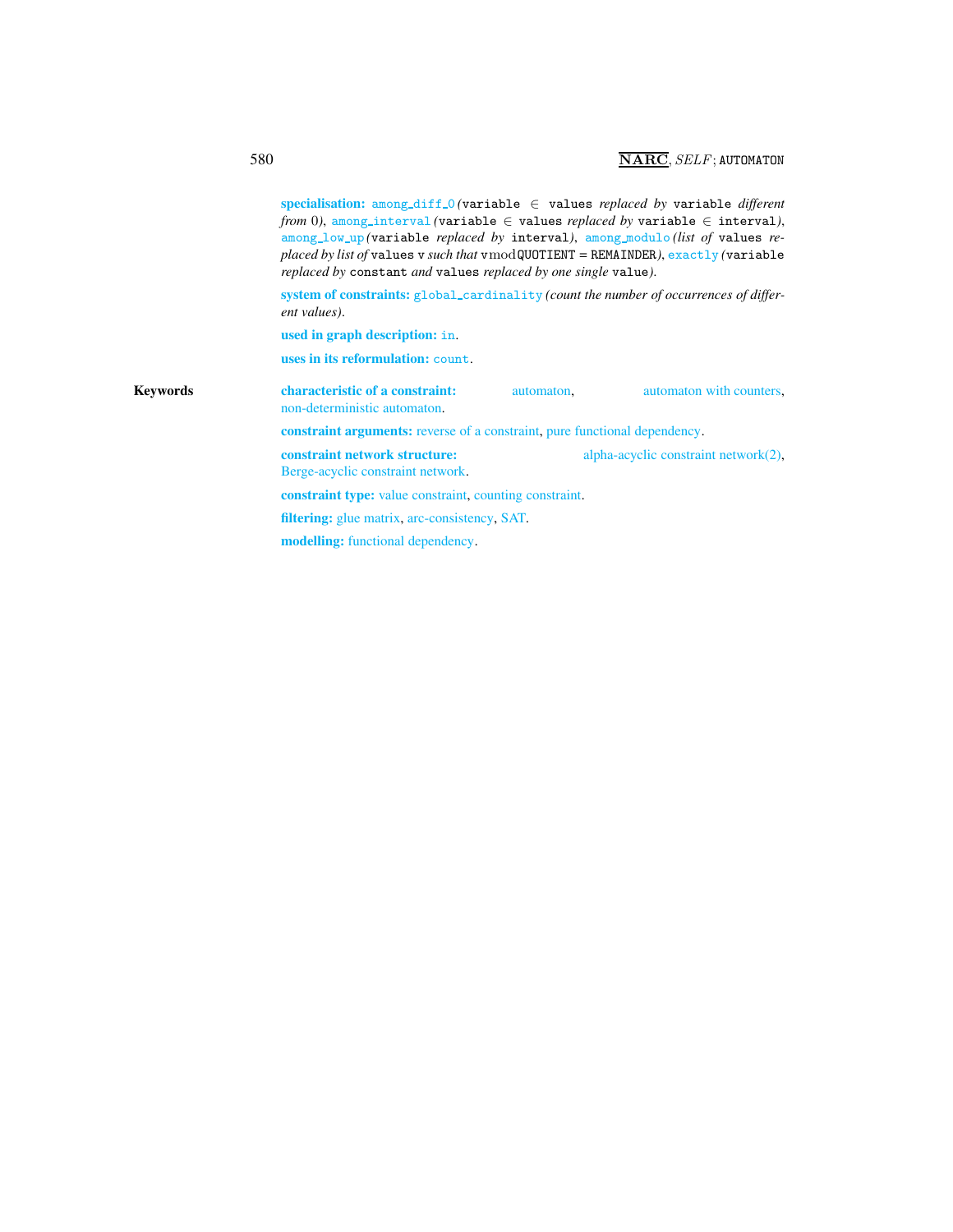**specialisation:** among_diff_0 *(*variable ∈ values *replaced by* variable *different from* 0*)*, among_interval *(*variable ∈ values *replaced by* variable ∈ interval*)*, among_low_up *(*variable *replaced by* interval*)*, among_modulo *(list of* values *replaced by list of* values v *such that* v mod QUOTIENT = REMAINDER*)*, exactly *(*variable *replaced by* constant *and* values *replaced by one single* value*)*.

**system of constraints:** global_cardinality *(count the number of occurrences of different values)*.

**used in graph description:** in.

**uses in its reformulation:** count.

**Keywords**

**characteristic of a constraint:** automaton, automaton with counters, non-deterministic automaton.

**constraint arguments:** reverse of a constraint, pure functional dependency.

**constraint network structure:** alpha-acyclic constraint network(2), Berge-acyclic constraint network.

**constraint type:** value constraint, counting constraint.

**filtering:** glue matrix, arc-consistency, SAT.

**modelling:** functional dependency.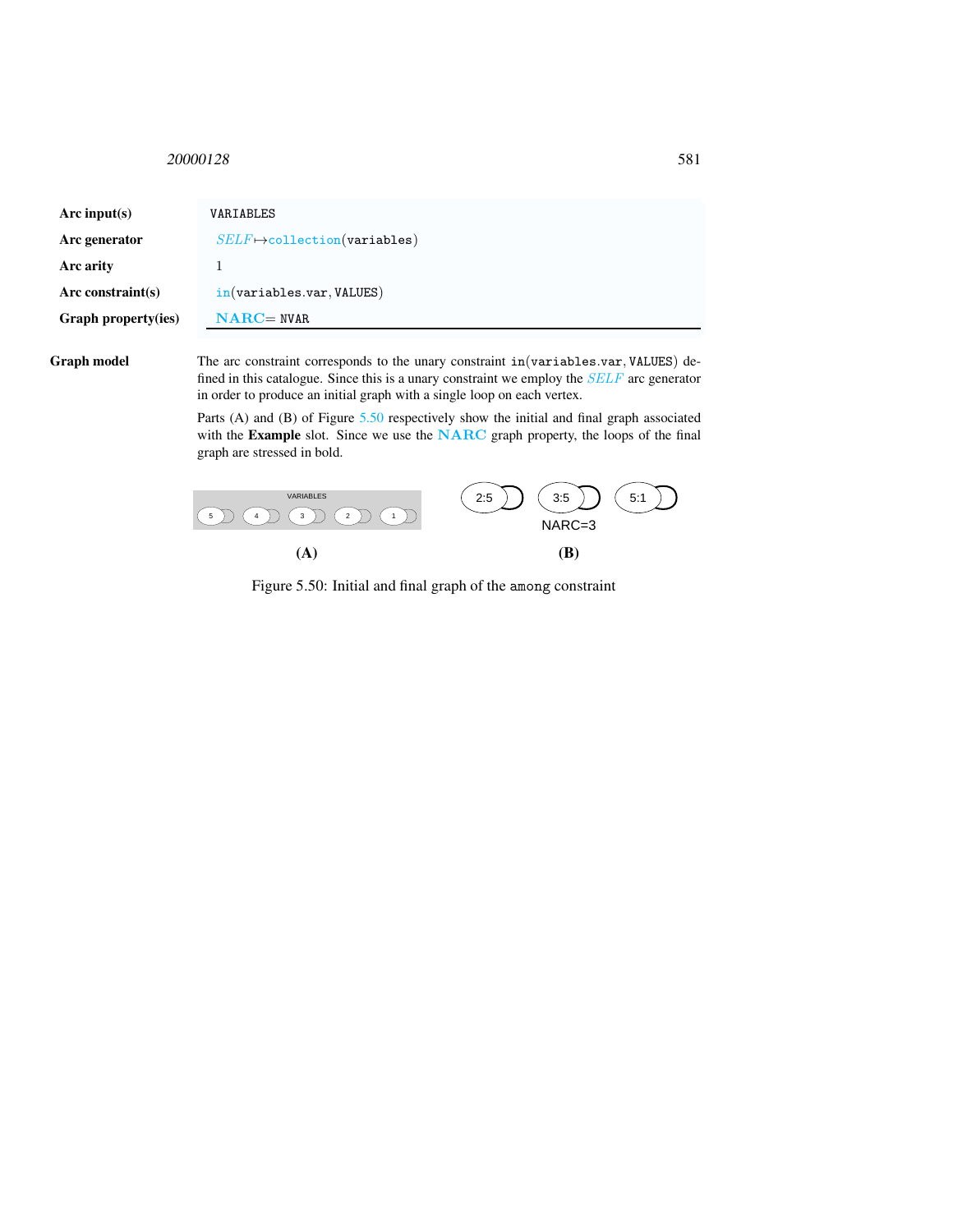| | |
|---|---|
| **Arc input(s)** | VARIABLES |
| **Arc generator** | *SELF* $\mapsto$ collection(variables) |
| **Arc arity** | 1 |
| **Arc constraint(s)** | in(variables.var, VALUES) |
| **Graph property(ies)** | **NARC** = NVAR |

**Graph model**

The arc constraint corresponds to the unary constraint in(variables.var, VALUES) defined in this catalogue. Since this is a unary constraint we employ the *SELF* arc generator in order to produce an initial graph with a single loop on each vertex.

Parts (A) and (B) of Figure 5.50 respectively show the initial and final graph associated with the **Example** slot. Since we use the **NARC** graph property, the loops of the final graph are stressed in bold.

Figure 5.50: Initial and final graph of the among constraint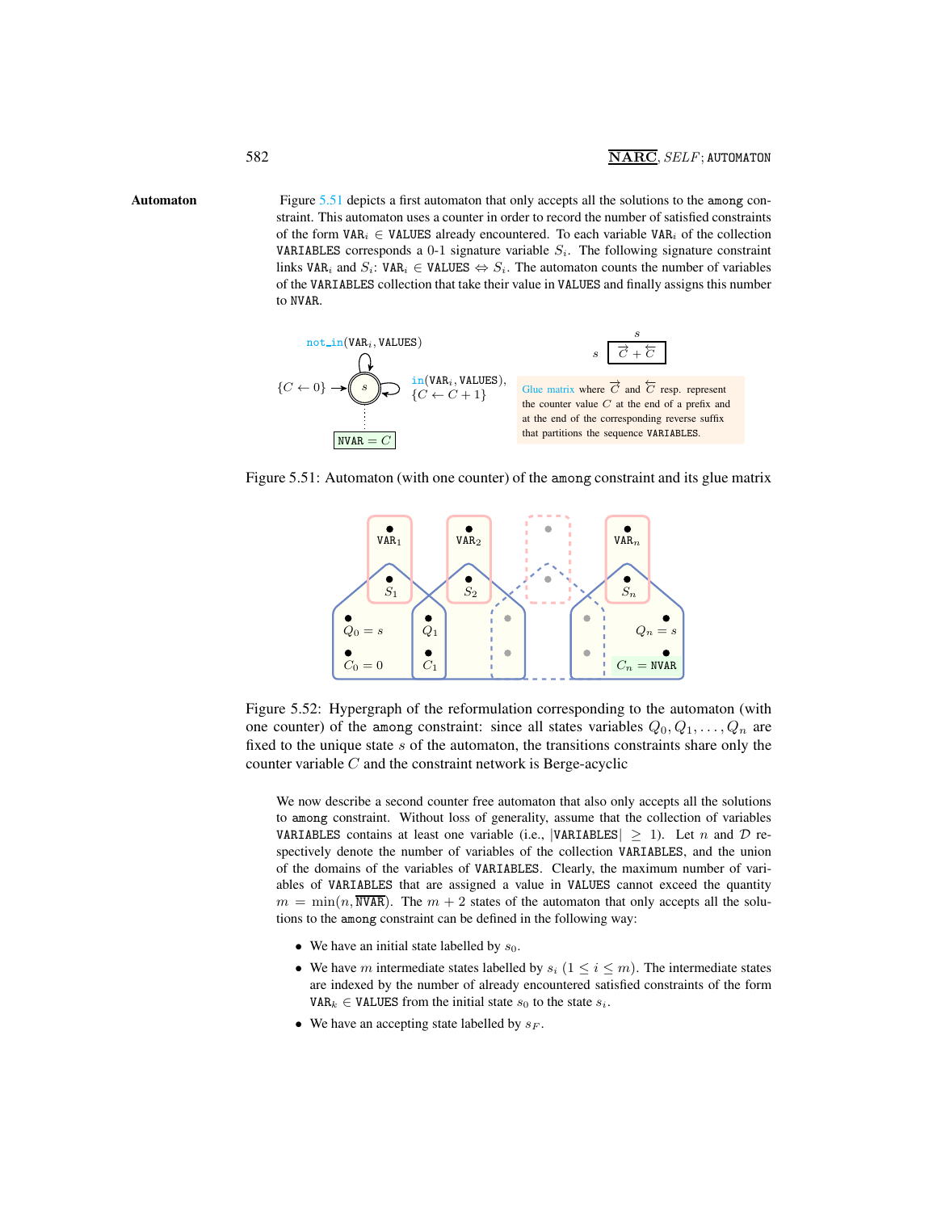## Automaton

Figure 5.51 depicts a first automaton that only accepts all the solutions to the among constraint. This automaton uses a counter in order to record the number of satisfied constraints of the form $\texttt{VAR}_i \in \texttt{VALUES}$ already encountered. To each variable $\texttt{VAR}_i$ of the collection VARIABLES corresponds a 0-1 signature variable $S_i$. The following signature constraint links $\texttt{VAR}_i$ and $S_i$: $\texttt{VAR}_i \in \texttt{VALUES} \Leftrightarrow S_i$. The automaton counts the number of variables of the VARIABLES collection that take their value in VALUES and finally assigns this number to NVAR.

Figure 5.51: Automaton (with one counter) of the among constraint and its glue matrix

Figure 5.52: Hypergraph of the reformulation corresponding to the automaton (with one counter) of the among constraint: since all states variables $Q_0, Q_1, \ldots, Q_n$ are fixed to the unique state $s$ of the automaton, the transitions constraints share only the counter variable $C$ and the constraint network is Berge-acyclic

We now describe a second counter free automaton that also only accepts all the solutions to among constraint. Without loss of generality, assume that the collection of variables VARIABLES contains at least one variable (i.e., $|\texttt{VARIABLES}| \geq 1$). Let $n$ and $\mathcal{D}$ respectively denote the number of variables of the collection VARIABLES, and the union of the domains of the variables of VARIABLES. Clearly, the maximum number of variables of VARIABLES that are assigned a value in VALUES cannot exceed the quantity $m = \min(n, \overline{\texttt{NVAR}})$. The $m + 2$ states of the automaton that only accepts all the solutions to the among constraint can be defined in the following way:

- We have an initial state labelled by $s_0$.
- We have $m$ intermediate states labelled by $s_i$ ($1 \leq i \leq m$). The intermediate states are indexed by the number of already encountered satisfied constraints of the form $\texttt{VAR}_k \in \texttt{VALUES}$ from the initial state $s_0$ to the state $s_i$.
- We have an accepting state labelled by $s_F$.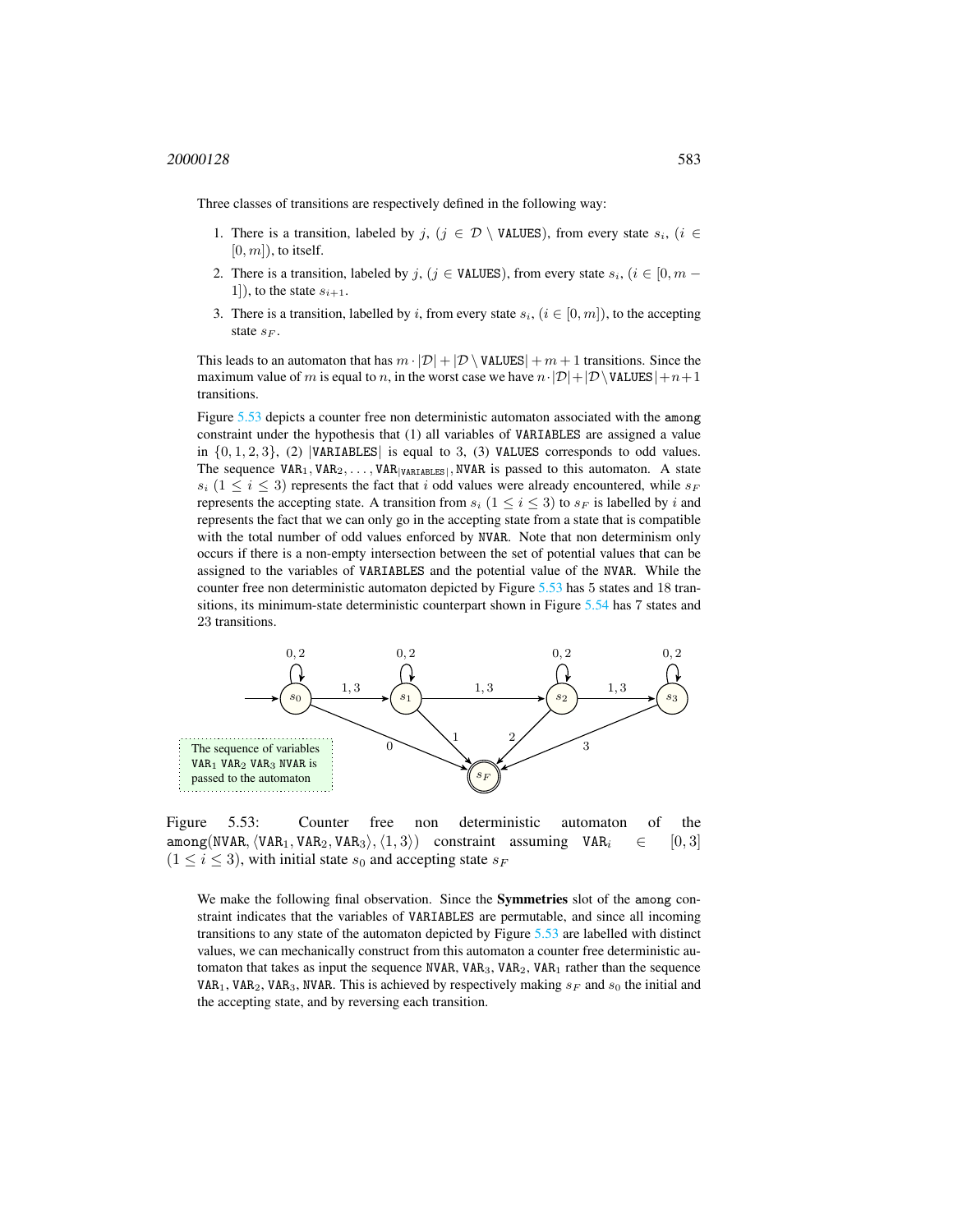Three classes of transitions are respectively defined in the following way:

1. There is a transition, labeled by $j$, ($j \in \mathcal{D} \setminus$ VALUES), from every state $s_i$, ($i \in [0, m]$), to itself.
2. There is a transition, labeled by $j$, ($j \in$ VALUES), from every state $s_i$, ($i \in [0, m-1]$), to the state $s_{i+1}$.
3. There is a transition, labelled by $i$, from every state $s_i$, ($i \in [0, m]$), to the accepting state $s_F$.

This leads to an automaton that has $m \cdot |\mathcal{D}| + |\mathcal{D} \setminus \texttt{VALUES}| + m + 1$ transitions. Since the maximum value of $m$ is equal to $n$, in the worst case we have $n \cdot |\mathcal{D}| + |\mathcal{D} \setminus \texttt{VALUES}| + n + 1$ transitions.

Figure 5.53 depicts a counter free non deterministic automaton associated with the among constraint under the hypothesis that (1) all variables of VARIABLES are assigned a value in $\{0, 1, 2, 3\}$, (2) $|\texttt{VARIABLES}|$ is equal to 3, (3) VALUES corresponds to odd values. The sequence $\texttt{VAR}_1, \texttt{VAR}_2, \ldots, \texttt{VAR}_{|\texttt{VARIABLES}|}, \texttt{NVAR}$ is passed to this automaton. A state $s_i$ ($1 \leq i \leq 3$) represents the fact that $i$ odd values were already encountered, while $s_F$ represents the accepting state. A transition from $s_i$ ($1 \leq i \leq 3$) to $s_F$ is labelled by $i$ and represents the fact that we can only go in the accepting state from a state that is compatible with the total number of odd values enforced by NVAR. Note that non determinism only occurs if there is a non-empty intersection between the set of potential values that can be assigned to the variables of VARIABLES and the potential value of the NVAR. While the counter free non deterministic automaton depicted by Figure 5.53 has 5 states and 18 transitions, its minimum-state deterministic counterpart shown in Figure 5.54 has 7 states and 23 transitions.

The sequence of variables $\texttt{VAR}_1$ $\texttt{VAR}_2$ $\texttt{VAR}_3$ NVAR is passed to the automaton

Figure 5.53: Counter free non deterministic automaton of the among(NVAR, $\langle \texttt{VAR}_1, \texttt{VAR}_2, \texttt{VAR}_3 \rangle$, $\langle 1, 3 \rangle$) constraint assuming $\texttt{VAR}_i \in [0, 3]$ ($1 \leq i \leq 3$), with initial state $s_0$ and accepting state $s_F$

We make the following final observation. Since the **Symmetries** slot of the among constraint indicates that the variables of VARIABLES are permutable, and since all incoming transitions to any state of the automaton depicted by Figure 5.53 are labelled with distinct values, we can mechanically construct from this automaton a counter free deterministic automaton that takes as input the sequence NVAR, $\texttt{VAR}_3$, $\texttt{VAR}_2$, $\texttt{VAR}_1$ rather than the sequence $\texttt{VAR}_1$, $\texttt{VAR}_2$, $\texttt{VAR}_3$, NVAR. This is achieved by respectively making $s_F$ and $s_0$ the initial and the accepting state, and by reversing each transition.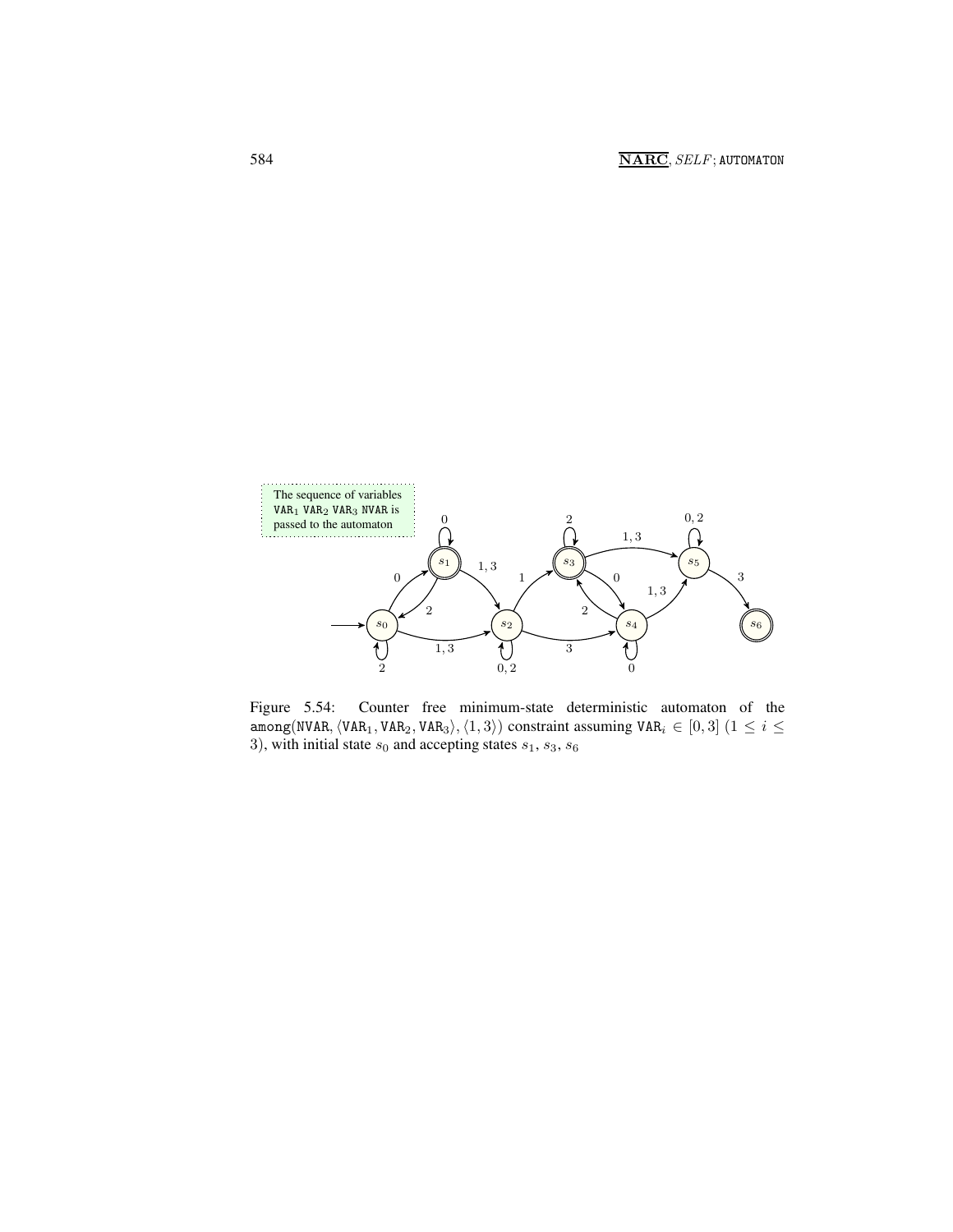The sequence of variables $\mathtt{VAR}_1$ $\mathtt{VAR}_2$ $\mathtt{VAR}_3$ $\mathtt{NVAR}$ is passed to the automaton

Figure 5.54: Counter free minimum-state deterministic automaton of the $\mathtt{among}(\mathtt{NVAR}, \langle \mathtt{VAR}_1, \mathtt{VAR}_2, \mathtt{VAR}_3 \rangle, \langle 1, 3 \rangle)$ constraint assuming $\mathtt{VAR}_i \in [0, 3]$ $(1 \leq i \leq 3)$, with initial state $s_0$ and accepting states $s_1$, $s_3$, $s_6$